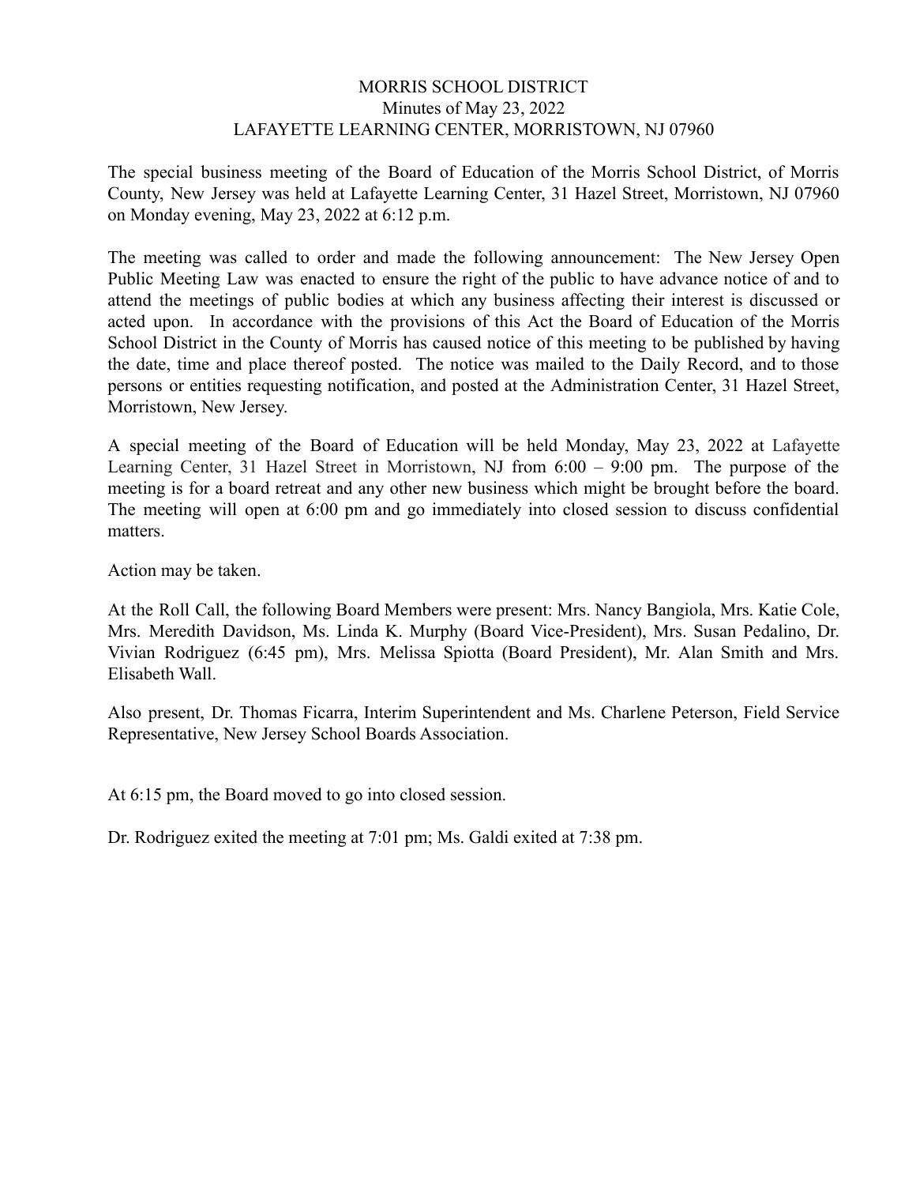# MORRIS SCHOOL DISTRICT

Minutes of May 23, 2022

LAFAYETTE LEARNING CENTER, MORRISTOWN, NJ 07960

The special business meeting of the Board of Education of the Morris School District, of Morris County, New Jersey was held at Lafayette Learning Center, 31 Hazel Street, Morristown, NJ 07960 on Monday evening, May 23, 2022 at 6:12 p.m.

The meeting was called to order and made the following announcement: The New Jersey Open Public Meeting Law was enacted to ensure the right of the public to have advance notice of and to attend the meetings of public bodies at which any business affecting their interest is discussed or acted upon. In accordance with the provisions of this Act the Board of Education of the Morris School District in the County of Morris has caused notice of this meeting to be published by having the date, time and place thereof posted. The notice was mailed to the Daily Record, and to those persons or entities requesting notification, and posted at the Administration Center, 31 Hazel Street, Morristown, New Jersey.

A special meeting of the Board of Education will be held Monday, May 23, 2022 at Lafayette Learning Center, 31 Hazel Street in Morristown, NJ from 6:00 – 9:00 pm. The purpose of the meeting is for a board retreat and any other new business which might be brought before the board. The meeting will open at 6:00 pm and go immediately into closed session to discuss confidential matters.

Action may be taken.

At the Roll Call, the following Board Members were present: Mrs. Nancy Bangiola, Mrs. Katie Cole, Mrs. Meredith Davidson, Ms. Linda K. Murphy (Board Vice-President), Mrs. Susan Pedalino, Dr. Vivian Rodriguez (6:45 pm), Mrs. Melissa Spiotta (Board President), Mr. Alan Smith and Mrs. Elisabeth Wall.

Also present, Dr. Thomas Ficarra, Interim Superintendent and Ms. Charlene Peterson, Field Service Representative, New Jersey School Boards Association.

At 6:15 pm, the Board moved to go into closed session.

Dr. Rodriguez exited the meeting at 7:01 pm; Ms. Galdi exited at 7:38 pm.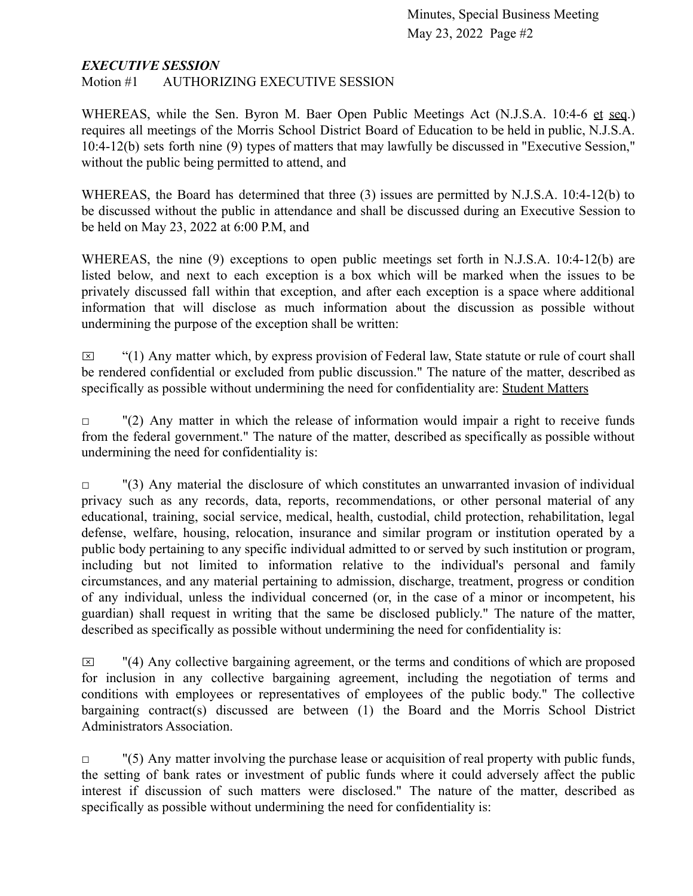***EXECUTIVE SESSION***

Motion #1 AUTHORIZING EXECUTIVE SESSION

WHEREAS, while the Sen. Byron M. Baer Open Public Meetings Act (N.J.S.A. 10:4-6 et seq.) requires all meetings of the Morris School District Board of Education to be held in public, N.J.S.A. 10:4-12(b) sets forth nine (9) types of matters that may lawfully be discussed in "Executive Session," without the public being permitted to attend, and

WHEREAS, the Board has determined that three (3) issues are permitted by N.J.S.A. 10:4-12(b) to be discussed without the public in attendance and shall be discussed during an Executive Session to be held on May 23, 2022 at 6:00 P.M, and

WHEREAS, the nine (9) exceptions to open public meetings set forth in N.J.S.A. 10:4-12(b) are listed below, and next to each exception is a box which will be marked when the issues to be privately discussed fall within that exception, and after each exception is a space where additional information that will disclose as much information about the discussion as possible without undermining the purpose of the exception shall be written:

☒ "(1) Any matter which, by express provision of Federal law, State statute or rule of court shall be rendered confidential or excluded from public discussion." The nature of the matter, described as specifically as possible without undermining the need for confidentiality are: Student Matters

☐ "(2) Any matter in which the release of information would impair a right to receive funds from the federal government." The nature of the matter, described as specifically as possible without undermining the need for confidentiality is:

☐ "(3) Any material the disclosure of which constitutes an unwarranted invasion of individual privacy such as any records, data, reports, recommendations, or other personal material of any educational, training, social service, medical, health, custodial, child protection, rehabilitation, legal defense, welfare, housing, relocation, insurance and similar program or institution operated by a public body pertaining to any specific individual admitted to or served by such institution or program, including but not limited to information relative to the individual's personal and family circumstances, and any material pertaining to admission, discharge, treatment, progress or condition of any individual, unless the individual concerned (or, in the case of a minor or incompetent, his guardian) shall request in writing that the same be disclosed publicly." The nature of the matter, described as specifically as possible without undermining the need for confidentiality is:

☒ "(4) Any collective bargaining agreement, or the terms and conditions of which are proposed for inclusion in any collective bargaining agreement, including the negotiation of terms and conditions with employees or representatives of employees of the public body." The collective bargaining contract(s) discussed are between (1) the Board and the Morris School District Administrators Association.

☐ "(5) Any matter involving the purchase lease or acquisition of real property with public funds, the setting of bank rates or investment of public funds where it could adversely affect the public interest if discussion of such matters were disclosed." The nature of the matter, described as specifically as possible without undermining the need for confidentiality is: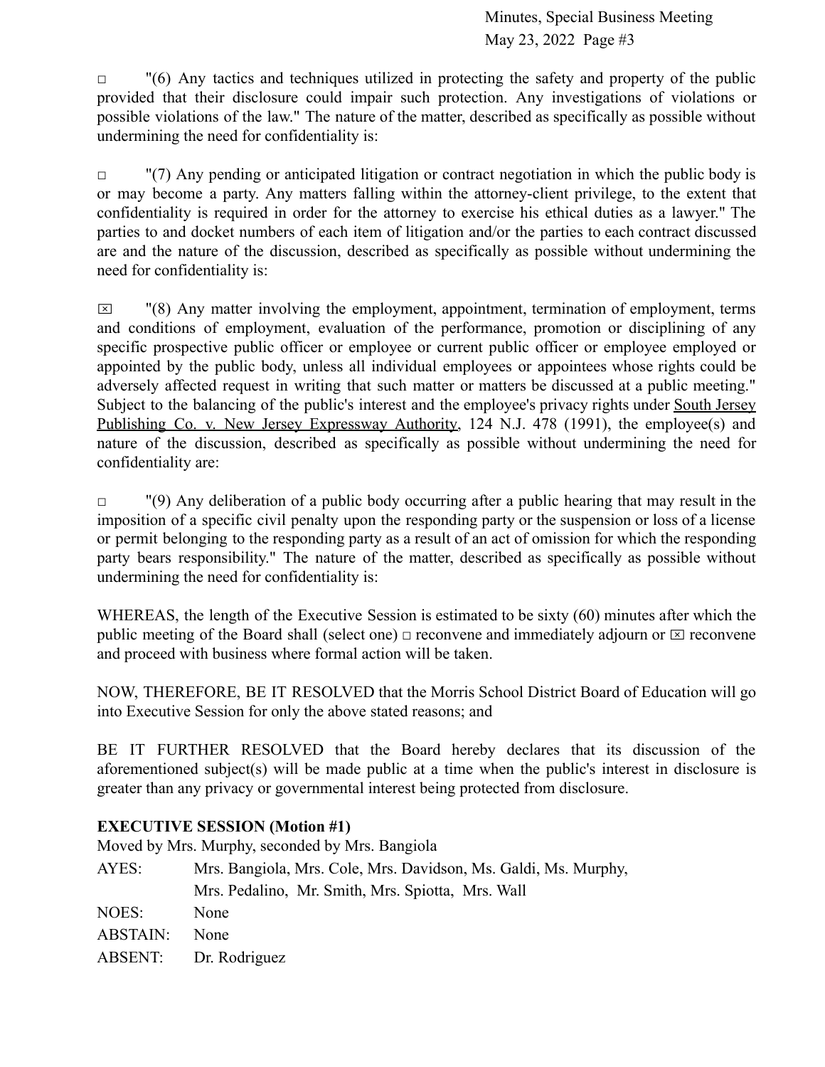□ "(6) Any tactics and techniques utilized in protecting the safety and property of the public provided that their disclosure could impair such protection. Any investigations of violations or possible violations of the law." The nature of the matter, described as specifically as possible without undermining the need for confidentiality is:

□ "(7) Any pending or anticipated litigation or contract negotiation in which the public body is or may become a party. Any matters falling within the attorney-client privilege, to the extent that confidentiality is required in order for the attorney to exercise his ethical duties as a lawyer." The parties to and docket numbers of each item of litigation and/or the parties to each contract discussed are and the nature of the discussion, described as specifically as possible without undermining the need for confidentiality is:

☒ "(8) Any matter involving the employment, appointment, termination of employment, terms and conditions of employment, evaluation of the performance, promotion or disciplining of any specific prospective public officer or employee or current public officer or employee employed or appointed by the public body, unless all individual employees or appointees whose rights could be adversely affected request in writing that such matter or matters be discussed at a public meeting." Subject to the balancing of the public's interest and the employee's privacy rights under South Jersey Publishing Co. v. New Jersey Expressway Authority, 124 N.J. 478 (1991), the employee(s) and nature of the discussion, described as specifically as possible without undermining the need for confidentiality are:

□ "(9) Any deliberation of a public body occurring after a public hearing that may result in the imposition of a specific civil penalty upon the responding party or the suspension or loss of a license or permit belonging to the responding party as a result of an act of omission for which the responding party bears responsibility." The nature of the matter, described as specifically as possible without undermining the need for confidentiality is:

WHEREAS, the length of the Executive Session is estimated to be sixty (60) minutes after which the public meeting of the Board shall (select one) □ reconvene and immediately adjourn or ☒ reconvene and proceed with business where formal action will be taken.

NOW, THEREFORE, BE IT RESOLVED that the Morris School District Board of Education will go into Executive Session for only the above stated reasons; and

BE IT FURTHER RESOLVED that the Board hereby declares that its discussion of the aforementioned subject(s) will be made public at a time when the public's interest in disclosure is greater than any privacy or governmental interest being protected from disclosure.

**EXECUTIVE SESSION (Motion #1)**

Moved by Mrs. Murphy, seconded by Mrs. Bangiola

| | |
|---|---|
| AYES: | Mrs. Bangiola, Mrs. Cole, Mrs. Davidson, Ms. Galdi, Ms. Murphy, Mrs. Pedalino, Mr. Smith, Mrs. Spiotta, Mrs. Wall |
| NOES: | None |
| ABSTAIN: | None |
| ABSENT: | Dr. Rodriguez |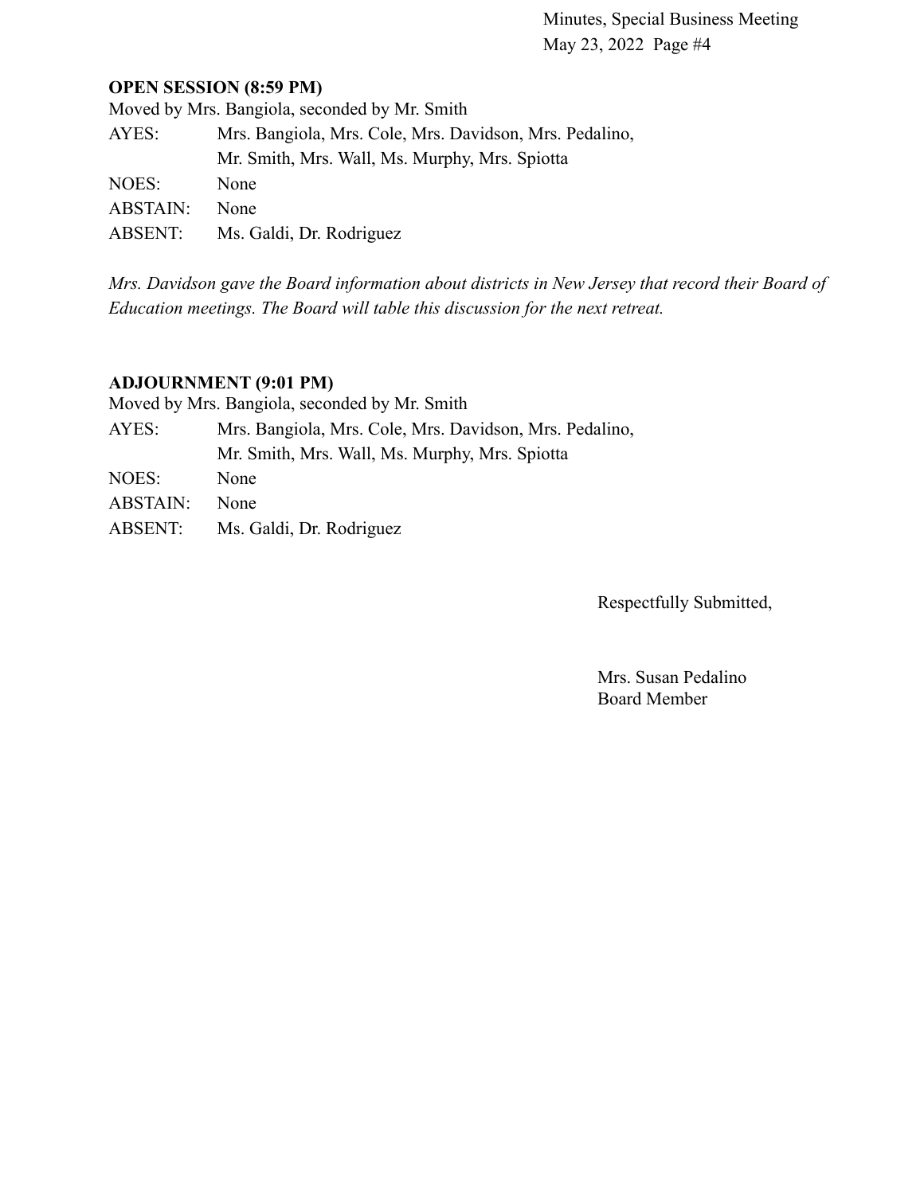**OPEN SESSION (8:59 PM)**

Moved by Mrs. Bangiola, seconded by Mr. Smith

| | |
|---|---|
| AYES: | Mrs. Bangiola, Mrs. Cole, Mrs. Davidson, Mrs. Pedalino, Mr. Smith, Mrs. Wall, Ms. Murphy, Mrs. Spiotta |
| NOES: | None |
| ABSTAIN: | None |
| ABSENT: | Ms. Galdi, Dr. Rodriguez |

*Mrs. Davidson gave the Board information about districts in New Jersey that record their Board of Education meetings. The Board will table this discussion for the next retreat.*

**ADJOURNMENT (9:01 PM)**

Moved by Mrs. Bangiola, seconded by Mr. Smith

| | |
|---|---|
| AYES: | Mrs. Bangiola, Mrs. Cole, Mrs. Davidson, Mrs. Pedalino, Mr. Smith, Mrs. Wall, Ms. Murphy, Mrs. Spiotta |
| NOES: | None |
| ABSTAIN: | None |
| ABSENT: | Ms. Galdi, Dr. Rodriguez |

Respectfully Submitted,

Mrs. Susan Pedalino
Board Member